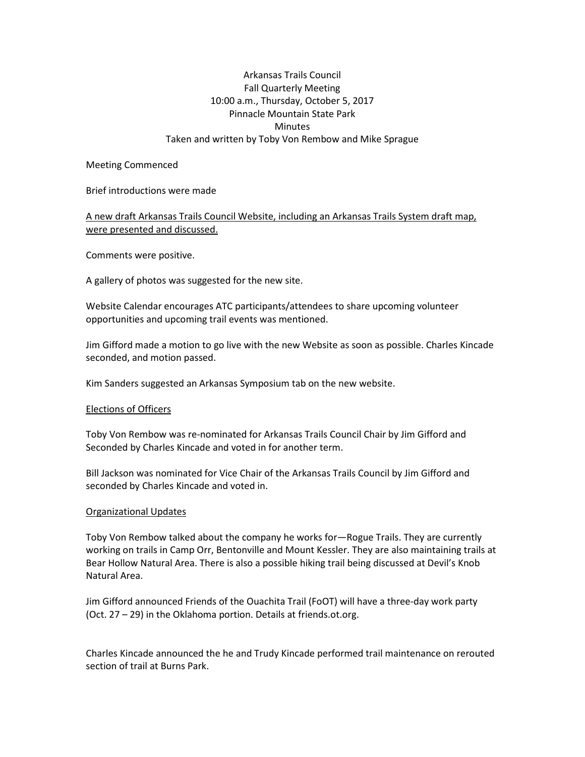Arkansas Trails Council
Fall Quarterly Meeting
10:00 a.m., Thursday, October 5, 2017
Pinnacle Mountain State Park
Minutes
Taken and written by Toby Von Rembow and Mike Sprague

Meeting Commenced

Brief introductions were made

<u>A new draft Arkansas Trails Council Website, including an Arkansas Trails System draft map, were presented and discussed.</u>

Comments were positive.

A gallery of photos was suggested for the new site.

Website Calendar encourages ATC participants/attendees to share upcoming volunteer opportunities and upcoming trail events was mentioned.

Jim Gifford made a motion to go live with the new Website as soon as possible. Charles Kincade seconded, and motion passed.

Kim Sanders suggested an Arkansas Symposium tab on the new website.

<u>Elections of Officers</u>

Toby Von Rembow was re-nominated for Arkansas Trails Council Chair by Jim Gifford and Seconded by Charles Kincade and voted in for another term.

Bill Jackson was nominated for Vice Chair of the Arkansas Trails Council by Jim Gifford and seconded by Charles Kincade and voted in.

<u>Organizational Updates</u>

Toby Von Rembow talked about the company he works for—Rogue Trails. They are currently working on trails in Camp Orr, Bentonville and Mount Kessler. They are also maintaining trails at Bear Hollow Natural Area. There is also a possible hiking trail being discussed at Devil's Knob Natural Area.

Jim Gifford announced Friends of the Ouachita Trail (FoOT) will have a three-day work party (Oct. 27 – 29) in the Oklahoma portion. Details at friends.ot.org.

Charles Kincade announced the he and Trudy Kincade performed trail maintenance on rerouted section of trail at Burns Park.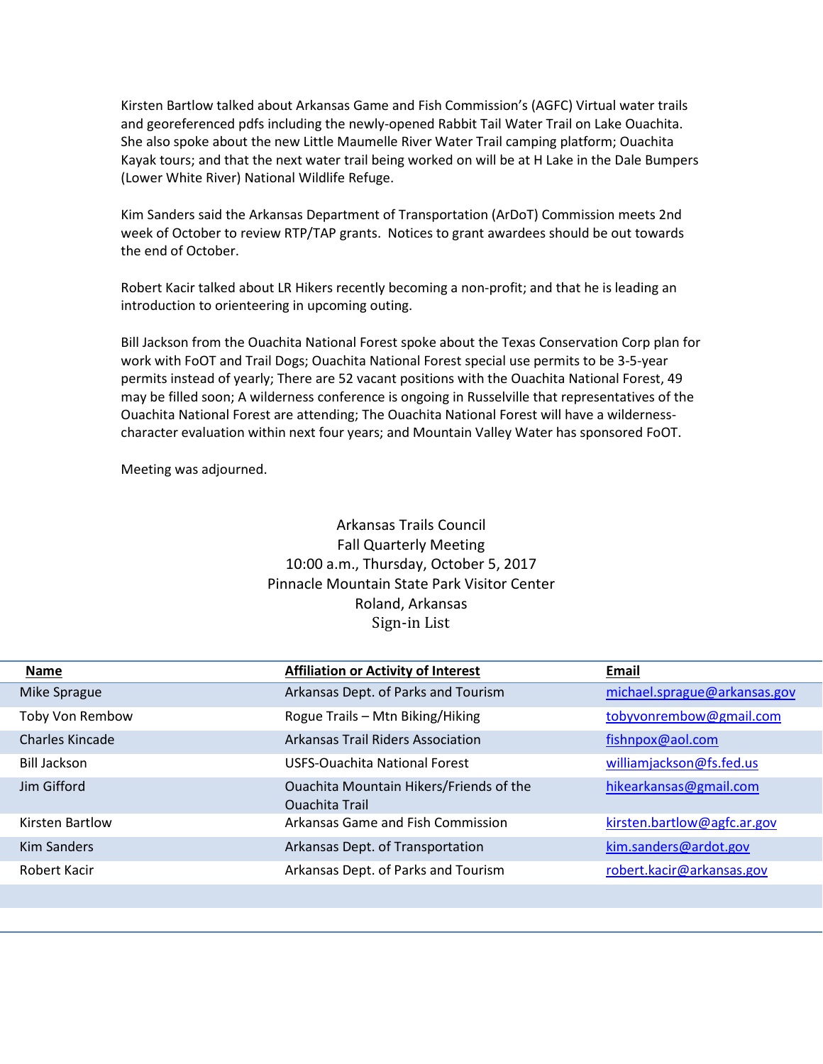Kirsten Bartlow talked about Arkansas Game and Fish Commission's (AGFC) Virtual water trails and georeferenced pdfs including the newly-opened Rabbit Tail Water Trail on Lake Ouachita. She also spoke about the new Little Maumelle River Water Trail camping platform; Ouachita Kayak tours; and that the next water trail being worked on will be at H Lake in the Dale Bumpers (Lower White River) National Wildlife Refuge.

Kim Sanders said the Arkansas Department of Transportation (ArDoT) Commission meets 2nd week of October to review RTP/TAP grants. Notices to grant awardees should be out towards the end of October.

Robert Kacir talked about LR Hikers recently becoming a non-profit; and that he is leading an introduction to orienteering in upcoming outing.

Bill Jackson from the Ouachita National Forest spoke about the Texas Conservation Corp plan for work with FoOT and Trail Dogs; Ouachita National Forest special use permits to be 3-5-year permits instead of yearly; There are 52 vacant positions with the Ouachita National Forest, 49 may be filled soon; A wilderness conference is ongoing in Russelville that representatives of the Ouachita National Forest are attending; The Ouachita National Forest will have a wilderness-character evaluation within next four years; and Mountain Valley Water has sponsored FoOT.

Meeting was adjourned.

Arkansas Trails Council
Fall Quarterly Meeting
10:00 a.m., Thursday, October 5, 2017
Pinnacle Mountain State Park Visitor Center
Roland, Arkansas
Sign-in List

| **Name** | **Affiliation or Activity of Interest** | **Email** |
|---|---|---|
| Mike Sprague | Arkansas Dept. of Parks and Tourism | michael.sprague@arkansas.gov |
| Toby Von Rembow | Rogue Trails – Mtn Biking/Hiking | tobyvonrembow@gmail.com |
| Charles Kincade | Arkansas Trail Riders Association | fishnpox@aol.com |
| Bill Jackson | USFS-Ouachita National Forest | williamjackson@fs.fed.us |
| Jim Gifford | Ouachita Mountain Hikers/Friends of the Ouachita Trail | hikearkansas@gmail.com |
| Kirsten Bartlow | Arkansas Game and Fish Commission | kirsten.bartlow@agfc.ar.gov |
| Kim Sanders | Arkansas Dept. of Transportation | kim.sanders@ardot.gov |
| Robert Kacir | Arkansas Dept. of Parks and Tourism | robert.kacir@arkansas.gov |